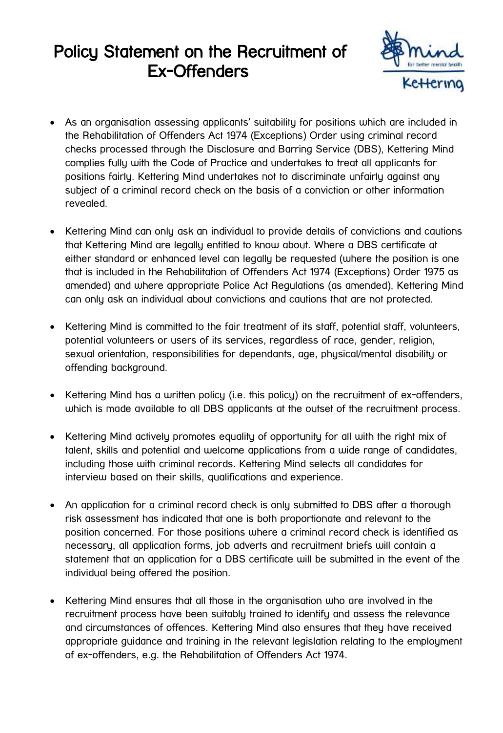# Policy Statement on the Recruitment of Ex-Offenders

- As an organisation assessing applicants' suitability for positions which are included in the Rehabilitation of Offenders Act 1974 (Exceptions) Order using criminal record checks processed through the Disclosure and Barring Service (DBS), Kettering Mind complies fully with the Code of Practice and undertakes to treat all applicants for positions fairly. Kettering Mind undertakes not to discriminate unfairly against any subject of a criminal record check on the basis of a conviction or other information revealed.

- Kettering Mind can only ask an individual to provide details of convictions and cautions that Kettering Mind are legally entitled to know about. Where a DBS certificate at either standard or enhanced level can legally be requested (where the position is one that is included in the Rehabilitation of Offenders Act 1974 (Exceptions) Order 1975 as amended) and where appropriate Police Act Regulations (as amended), Kettering Mind can only ask an individual about convictions and cautions that are not protected.

- Kettering Mind is committed to the fair treatment of its staff, potential staff, volunteers, potential volunteers or users of its services, regardless of race, gender, religion, sexual orientation, responsibilities for dependants, age, physical/mental disability or offending background.

- Kettering Mind has a written policy (i.e. this policy) on the recruitment of ex-offenders, which is made available to all DBS applicants at the outset of the recruitment process.

- Kettering Mind actively promotes equality of opportunity for all with the right mix of talent, skills and potential and welcome applications from a wide range of candidates, including those with criminal records. Kettering Mind selects all candidates for interview based on their skills, qualifications and experience.

- An application for a criminal record check is only submitted to DBS after a thorough risk assessment has indicated that one is both proportionate and relevant to the position concerned. For those positions where a criminal record check is identified as necessary, all application forms, job adverts and recruitment briefs will contain a statement that an application for a DBS certificate will be submitted in the event of the individual being offered the position.

- Kettering Mind ensures that all those in the organisation who are involved in the recruitment process have been suitably trained to identify and assess the relevance and circumstances of offences. Kettering Mind also ensures that they have received appropriate guidance and training in the relevant legislation relating to the employment of ex-offenders, e.g. the Rehabilitation of Offenders Act 1974.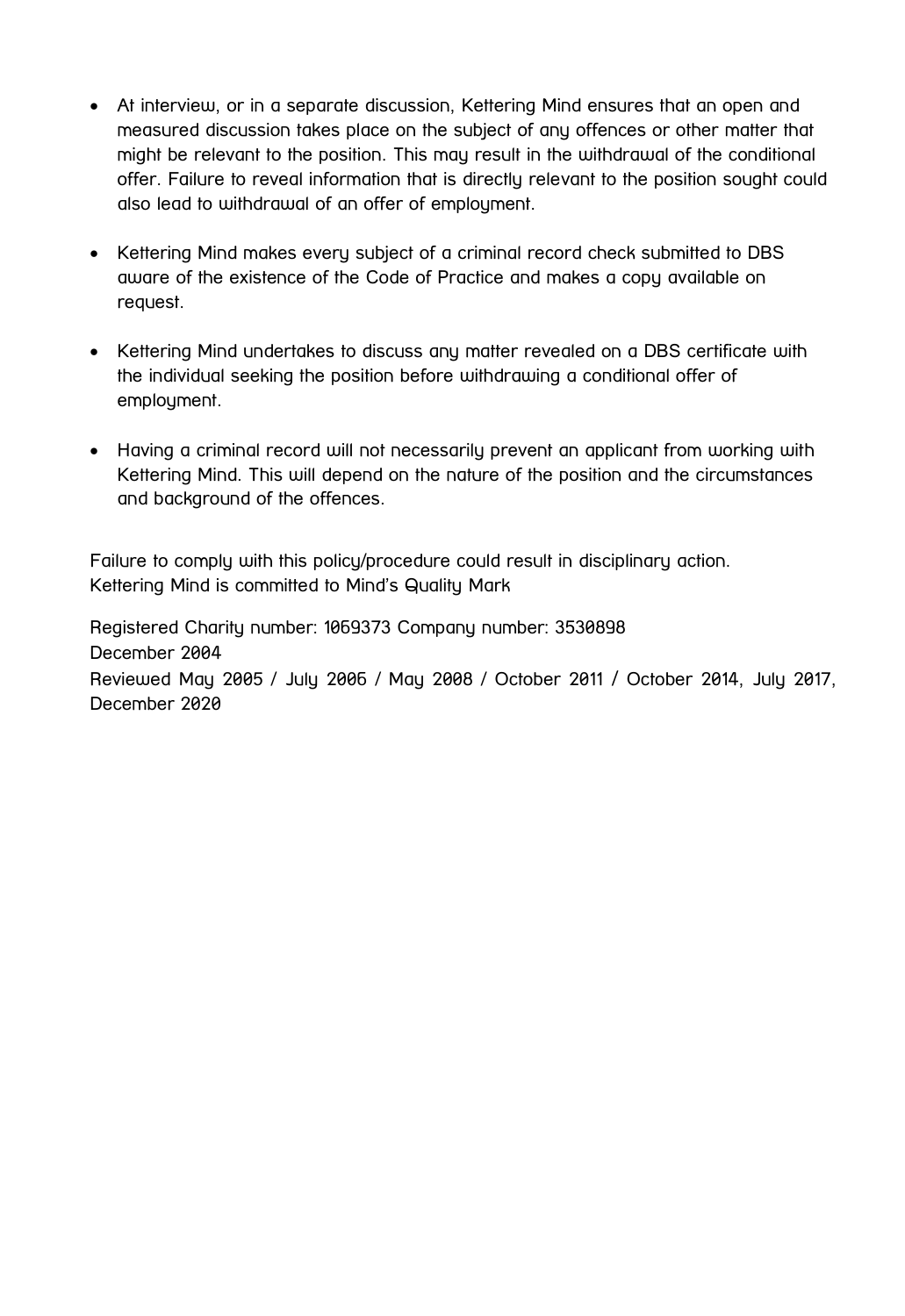- At interview, or in a separate discussion, Kettering Mind ensures that an open and measured discussion takes place on the subject of any offences or other matter that might be relevant to the position. This may result in the withdrawal of the conditional offer. Failure to reveal information that is directly relevant to the position sought could also lead to withdrawal of an offer of employment.

- Kettering Mind makes every subject of a criminal record check submitted to DBS aware of the existence of the Code of Practice and makes a copy available on request.

- Kettering Mind undertakes to discuss any matter revealed on a DBS certificate with the individual seeking the position before withdrawing a conditional offer of employment.

- Having a criminal record will not necessarily prevent an applicant from working with Kettering Mind. This will depend on the nature of the position and the circumstances and background of the offences.

Failure to comply with this policy/procedure could result in disciplinary action.
Kettering Mind is committed to Mind's Quality Mark

Registered Charity number: 1069373 Company number: 3530898
December 2004
Reviewed May 2005 / July 2006 / May 2008 / October 2011 / October 2014, July 2017, December 2020